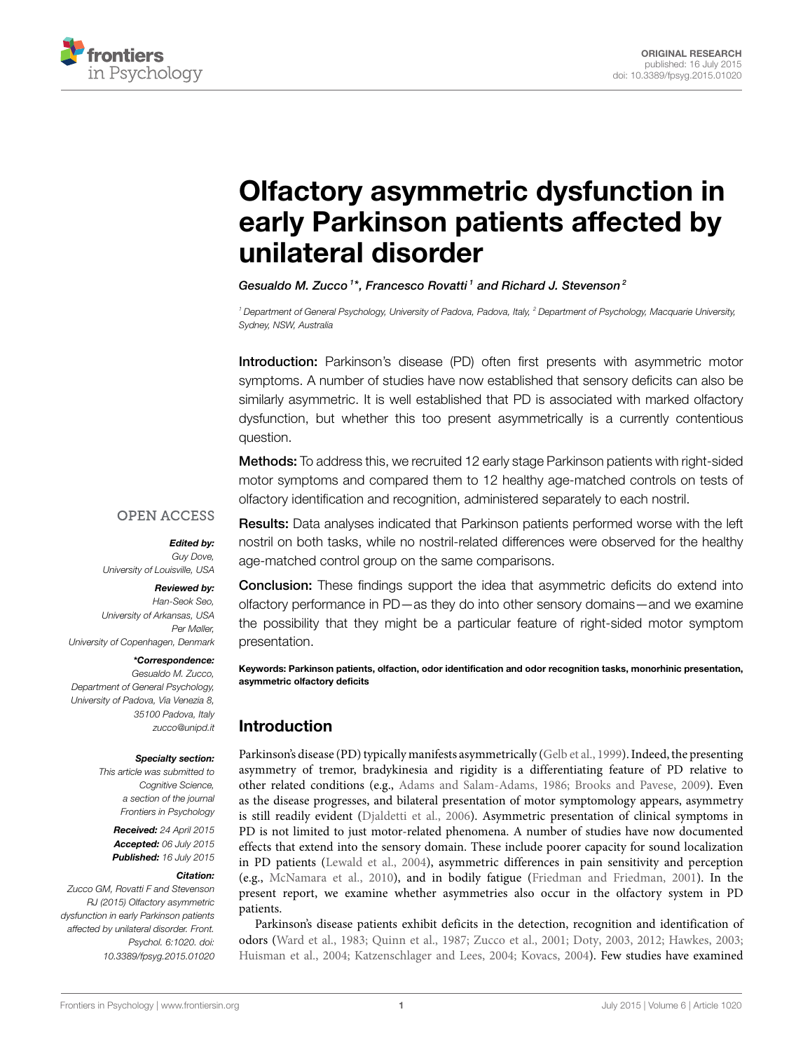ORIGINAL RESEARCH
published: 16 July 2015
doi: 10.3389/fpsyg.2015.01020

# Olfactory asymmetric dysfunction in early Parkinson patients affected by unilateral disorder

*Gesualdo M. Zucco[1]\*, Francesco Rovatti[1] and Richard J. Stevenson[2]*

[1] Department of General Psychology, University of Padova, Padova, Italy, [2] Department of Psychology, Macquarie University, Sydney, NSW, Australia

**Introduction:** Parkinson's disease (PD) often first presents with asymmetric motor symptoms. A number of studies have now established that sensory deficits can also be similarly asymmetric. It is well established that PD is associated with marked olfactory dysfunction, but whether this too present asymmetrically is a currently contentious question.

**Methods:** To address this, we recruited 12 early stage Parkinson patients with right-sided motor symptoms and compared them to 12 healthy age-matched controls on tests of olfactory identification and recognition, administered separately to each nostril.

**Results:** Data analyses indicated that Parkinson patients performed worse with the left nostril on both tasks, while no nostril-related differences were observed for the healthy age-matched control group on the same comparisons.

**Conclusion:** These findings support the idea that asymmetric deficits do extend into olfactory performance in PD—as they do into other sensory domains—and we examine the possibility that they might be a particular feature of right-sided motor symptom presentation.

**Keywords: Parkinson patients, olfaction, odor identification and odor recognition tasks, monorhinic presentation, asymmetric olfactory deficits**

OPEN ACCESS

***Edited by:***
*Guy Dove, University of Louisville, USA*

***Reviewed by:***
*Han-Seok Seo, University of Arkansas, USA*
*Per Møller, University of Copenhagen, Denmark*

***\*Correspondence:***
*Gesualdo M. Zucco, Department of General Psychology, University of Padova, Via Venezia 8, 35100 Padova, Italy*
*zucco@unipd.it*

***Specialty section:***
*This article was submitted to Cognitive Science, a section of the journal Frontiers in Psychology*

***Received:*** *24 April 2015*
***Accepted:*** *06 July 2015*
***Published:*** *16 July 2015*

***Citation:***
*Zucco GM, Rovatti F and Stevenson RJ (2015) Olfactory asymmetric dysfunction in early Parkinson patients affected by unilateral disorder. Front. Psychol. 6:1020. doi: 10.3389/fpsyg.2015.01020*

## Introduction

Parkinson's disease (PD) typically manifests asymmetrically (Gelb et al., 1999). Indeed, the presenting asymmetry of tremor, bradykinesia and rigidity is a differentiating feature of PD relative to other related conditions (e.g., Adams and Salam-Adams, 1986; Brooks and Pavese, 2009). Even as the disease progresses, and bilateral presentation of motor symptomology appears, asymmetry is still readily evident (Djaldetti et al., 2006). Asymmetric presentation of clinical symptoms in PD is not limited to just motor-related phenomena. A number of studies have now documented effects that extend into the sensory domain. These include poorer capacity for sound localization in PD patients (Lewald et al., 2004), asymmetric differences in pain sensitivity and perception (e.g., McNamara et al., 2010), and in bodily fatigue (Friedman and Friedman, 2001). In the present report, we examine whether asymmetries also occur in the olfactory system in PD patients.

Parkinson's disease patients exhibit deficits in the detection, recognition and identification of odors (Ward et al., 1983; Quinn et al., 1987; Zucco et al., 2001; Doty, 2003, 2012; Hawkes, 2003; Huisman et al., 2004; Katzenschlager and Lees, 2004; Kovacs, 2004). Few studies have examined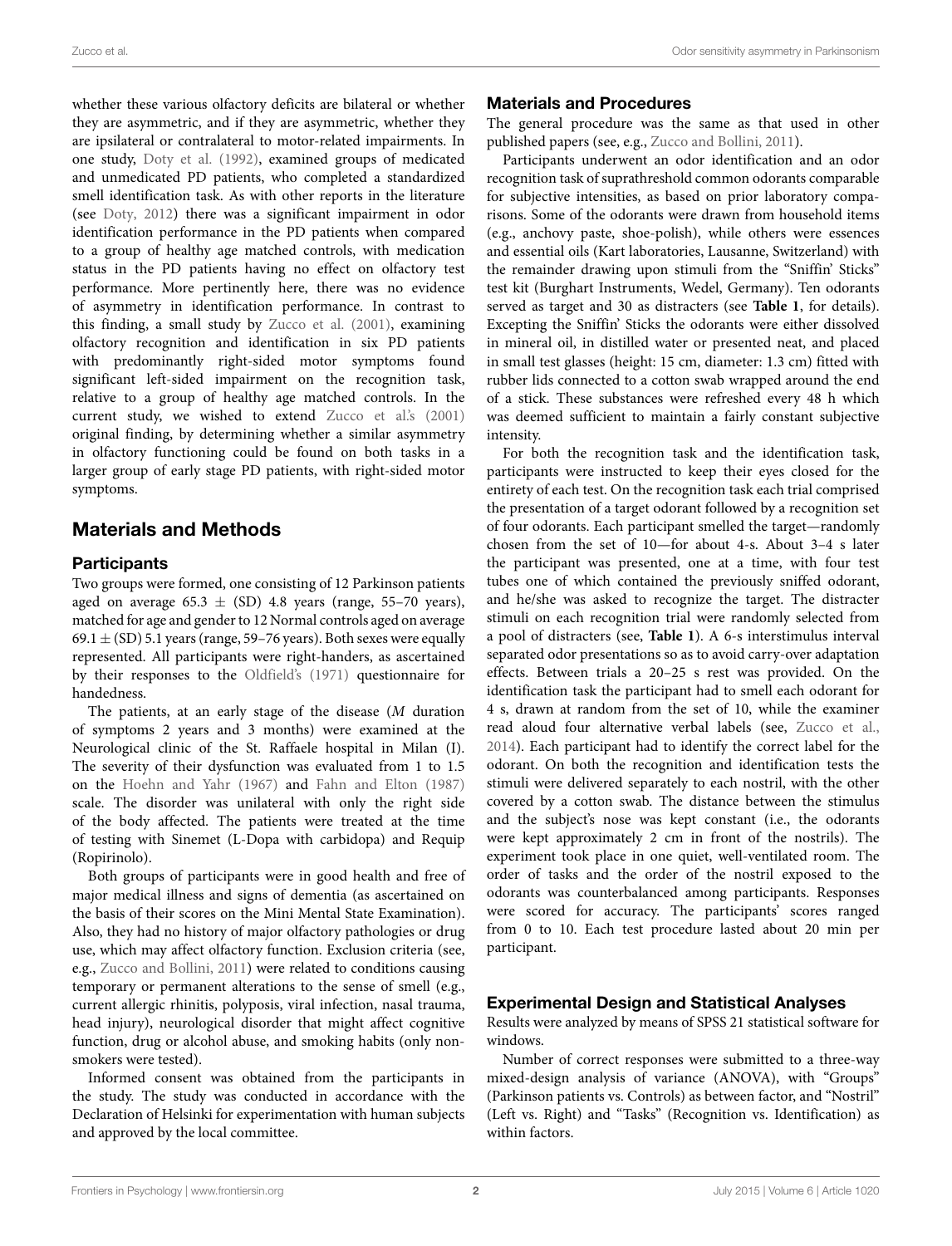whether these various olfactory deficits are bilateral or whether they are asymmetric, and if they are asymmetric, whether they are ipsilateral or contralateral to motor-related impairments. In one study, Doty et al. (1992), examined groups of medicated and unmedicated PD patients, who completed a standardized smell identification task. As with other reports in the literature (see Doty, 2012) there was a significant impairment in odor identification performance in the PD patients when compared to a group of healthy age matched controls, with medication status in the PD patients having no effect on olfactory test performance. More pertinently here, there was no evidence of asymmetry in identification performance. In contrast to this finding, a small study by Zucco et al. (2001), examining olfactory recognition and identification in six PD patients with predominantly right-sided motor symptoms found significant left-sided impairment on the recognition task, relative to a group of healthy age matched controls. In the current study, we wished to extend Zucco et al.'s (2001) original finding, by determining whether a similar asymmetry in olfactory functioning could be found on both tasks in a larger group of early stage PD patients, with right-sided motor symptoms.

## Materials and Methods

### Participants

Two groups were formed, one consisting of 12 Parkinson patients aged on average 65.3 ± (SD) 4.8 years (range, 55–70 years), matched for age and gender to 12 Normal controls aged on average 69.1 ± (SD) 5.1 years (range, 59–76 years). Both sexes were equally represented. All participants were right-handers, as ascertained by their responses to the Oldfield's (1971) questionnaire for handedness.

The patients, at an early stage of the disease (*M* duration of symptoms 2 years and 3 months) were examined at the Neurological clinic of the St. Raffaele hospital in Milan (I). The severity of their dysfunction was evaluated from 1 to 1.5 on the Hoehn and Yahr (1967) and Fahn and Elton (1987) scale. The disorder was unilateral with only the right side of the body affected. The patients were treated at the time of testing with Sinemet (L-Dopa with carbidopa) and Requip (Ropirinolo).

Both groups of participants were in good health and free of major medical illness and signs of dementia (as ascertained on the basis of their scores on the Mini Mental State Examination). Also, they had no history of major olfactory pathologies or drug use, which may affect olfactory function. Exclusion criteria (see, e.g., Zucco and Bollini, 2011) were related to conditions causing temporary or permanent alterations to the sense of smell (e.g., current allergic rhinitis, polyposis, viral infection, nasal trauma, head injury), neurological disorder that might affect cognitive function, drug or alcohol abuse, and smoking habits (only non-smokers were tested).

Informed consent was obtained from the participants in the study. The study was conducted in accordance with the Declaration of Helsinki for experimentation with human subjects and approved by the local committee.

### Materials and Procedures

The general procedure was the same as that used in other published papers (see, e.g., Zucco and Bollini, 2011).

Participants underwent an odor identification and an odor recognition task of suprathreshold common odorants comparable for subjective intensities, as based on prior laboratory comparisons. Some of the odorants were drawn from household items (e.g., anchovy paste, shoe-polish), while others were essences and essential oils (Kart laboratories, Lausanne, Switzerland) with the remainder drawing upon stimuli from the "Sniffin' Sticks" test kit (Burghart Instruments, Wedel, Germany). Ten odorants served as target and 30 as distracters (see **Table 1**, for details). Excepting the Sniffin' Sticks the odorants were either dissolved in mineral oil, in distilled water or presented neat, and placed in small test glasses (height: 15 cm, diameter: 1.3 cm) fitted with rubber lids connected to a cotton swab wrapped around the end of a stick. These substances were refreshed every 48 h which was deemed sufficient to maintain a fairly constant subjective intensity.

For both the recognition task and the identification task, participants were instructed to keep their eyes closed for the entirety of each test. On the recognition task each trial comprised the presentation of a target odorant followed by a recognition set of four odorants. Each participant smelled the target—randomly chosen from the set of 10—for about 4-s. About 3–4 s later the participant was presented, one at a time, with four test tubes one of which contained the previously sniffed odorant, and he/she was asked to recognize the target. The distracter stimuli on each recognition trial were randomly selected from a pool of distracters (see, **Table 1**). A 6-s interstimulus interval separated odor presentations so as to avoid carry-over adaptation effects. Between trials a 20–25 s rest was provided. On the identification task the participant had to smell each odorant for 4 s, drawn at random from the set of 10, while the examiner read aloud four alternative verbal labels (see, Zucco et al., 2014). Each participant had to identify the correct label for the odorant. On both the recognition and identification tests the stimuli were delivered separately to each nostril, with the other covered by a cotton swab. The distance between the stimulus and the subject's nose was kept constant (i.e., the odorants were kept approximately 2 cm in front of the nostrils). The experiment took place in one quiet, well-ventilated room. The order of tasks and the order of the nostril exposed to the odorants was counterbalanced among participants. Responses were scored for accuracy. The participants' scores ranged from 0 to 10. Each test procedure lasted about 20 min per participant.

### Experimental Design and Statistical Analyses

Results were analyzed by means of SPSS 21 statistical software for windows.

Number of correct responses were submitted to a three-way mixed-design analysis of variance (ANOVA), with "Groups" (Parkinson patients vs. Controls) as between factor, and "Nostril" (Left vs. Right) and "Tasks" (Recognition vs. Identification) as within factors.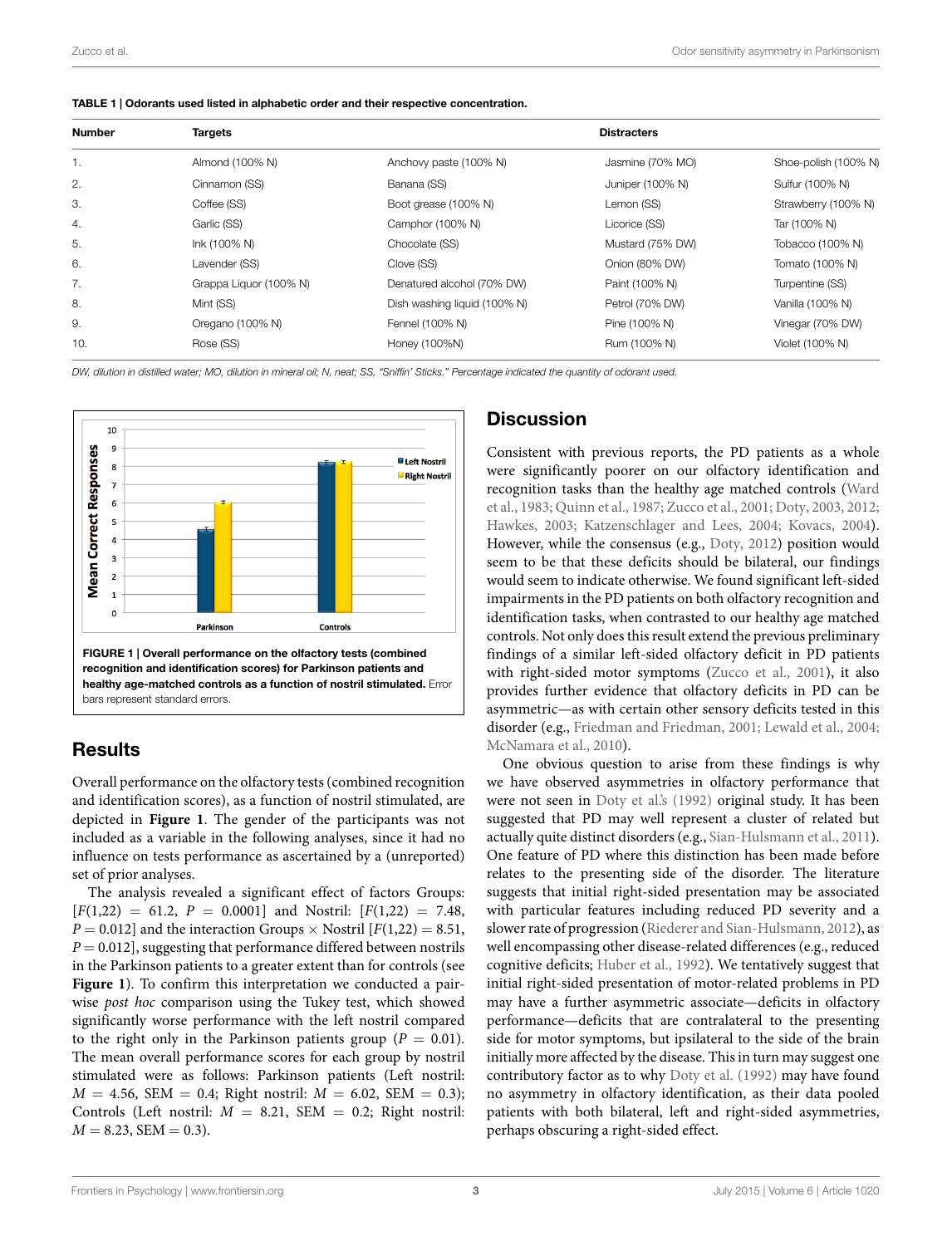**TABLE 1 | Odorants used listed in alphabetic order and their respective concentration.**

| Number | Targets | Distracters | | |
|---|---|---|---|---|
| 1. | Almond (100% N) | Anchovy paste (100% N) | Jasmine (70% MO) | Shoe-polish (100% N) |
| 2. | Cinnamon (SS) | Banana (SS) | Juniper (100% N) | Sulfur (100% N) |
| 3. | Coffee (SS) | Boot grease (100% N) | Lemon (SS) | Strawberry (100% N) |
| 4. | Garlic (SS) | Camphor (100% N) | Licorice (SS) | Tar (100% N) |
| 5. | Ink (100% N) | Chocolate (SS) | Mustard (75% DW) | Tobacco (100% N) |
| 6. | Lavender (SS) | Clove (SS) | Onion (80% DW) | Tomato (100% N) |
| 7. | Grappa Liquor (100% N) | Denatured alcohol (70% DW) | Paint (100% N) | Turpentine (SS) |
| 8. | Mint (SS) | Dish washing liquid (100% N) | Petrol (70% DW) | Vanilla (100% N) |
| 9. | Oregano (100% N) | Fennel (100% N) | Pine (100% N) | Vinegar (70% DW) |
| 10. | Rose (SS) | Honey (100%N) | Rum (100% N) | Violet (100% N) |

*DW, dilution in distilled water; MO, dilution in mineral oil; N, neat; SS, "Sniffin' Sticks." Percentage indicated the quantity of odorant used.*

Mean Correct Responses
0 1 2 3 4 5 6 7 8 9 10
Left Nostril
Right Nostril
Parkinson
Controls

**FIGURE 1 | Overall performance on the olfactory tests (combined recognition and identification scores) for Parkinson patients and healthy age-matched controls as a function of nostril stimulated.** Error bars represent standard errors.

## Results

Overall performance on the olfactory tests (combined recognition and identification scores), as a function of nostril stimulated, are depicted in **Figure 1**. The gender of the participants was not included as a variable in the following analyses, since it had no influence on tests performance as ascertained by a (unreported) set of prior analyses.

The analysis revealed a significant effect of factors Groups: $[F(1,22) = 61.2, P = 0.0001]$ and Nostril: $[F(1,22) = 7.48, P = 0.012]$ and the interaction Groups × Nostril $[F(1,22) = 8.51, P = 0.012]$, suggesting that performance differed between nostrils in the Parkinson patients to a greater extent than for controls (see **Figure 1**). To confirm this interpretation we conducted a pair-wise *post hoc* comparison using the Tukey test, which showed significantly worse performance with the left nostril compared to the right only in the Parkinson patients group ($P = 0.01$). The mean overall performance scores for each group by nostril stimulated were as follows: Parkinson patients (Left nostril: $M = 4.56$, SEM $= 0.4$; Right nostril: $M = 6.02$, SEM $= 0.3$); Controls (Left nostril: $M = 8.21$, SEM $= 0.2$; Right nostril: $M = 8.23$, SEM $= 0.3$).

## Discussion

Consistent with previous reports, the PD patients as a whole were significantly poorer on our olfactory identification and recognition tasks than the healthy age matched controls (Ward et al., 1983; Quinn et al., 1987; Zucco et al., 2001; Doty, 2003, 2012; Hawkes, 2003; Katzenschlager and Lees, 2004; Kovacs, 2004). However, while the consensus (e.g., Doty, 2012) position would seem to be that these deficits should be bilateral, our findings would seem to indicate otherwise. We found significant left-sided impairments in the PD patients on both olfactory recognition and identification tasks, when contrasted to our healthy age matched controls. Not only does this result extend the previous preliminary findings of a similar left-sided olfactory deficit in PD patients with right-sided motor symptoms (Zucco et al., 2001), it also provides further evidence that olfactory deficits in PD can be asymmetric—as with certain other sensory deficits tested in this disorder (e.g., Friedman and Friedman, 2001; Lewald et al., 2004; McNamara et al., 2010).

One obvious question to arise from these findings is why we have observed asymmetries in olfactory performance that were not seen in Doty et al.'s (1992) original study. It has been suggested that PD may well represent a cluster of related but actually quite distinct disorders (e.g., Sian-Hulsmann et al., 2011). One feature of PD where this distinction has been made before relates to the presenting side of the disorder. The literature suggests that initial right-sided presentation may be associated with particular features including reduced PD severity and a slower rate of progression (Riederer and Sian-Hulsmann, 2012), as well encompassing other disease-related differences (e.g., reduced cognitive deficits; Huber et al., 1992). We tentatively suggest that initial right-sided presentation of motor-related problems in PD may have a further asymmetric associate—deficits in olfactory performance—deficits that are contralateral to the presenting side for motor symptoms, but ipsilateral to the side of the brain initially more affected by the disease. This in turn may suggest one contributory factor as to why Doty et al. (1992) may have found no asymmetry in olfactory identification, as their data pooled patients with both bilateral, left and right-sided asymmetries, perhaps obscuring a right-sided effect.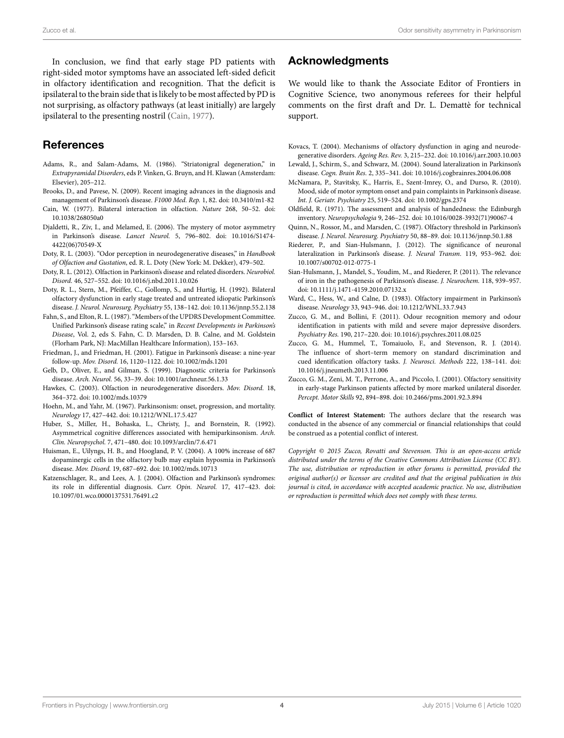In conclusion, we find that early stage PD patients with right-sided motor symptoms have an associated left-sided deficit in olfactory identification and recognition. That the deficit is ipsilateral to the brain side that is likely to be most affected by PD is not surprising, as olfactory pathways (at least initially) are largely ipsilateral to the presenting nostril (Cain, 1977).

## Acknowledgments

We would like to thank the Associate Editor of Frontiers in Cognitive Science, two anonymous referees for their helpful comments on the first draft and Dr. L. Demattè for technical support.

## References

Adams, R., and Salam-Adams, M. (1986). "Striatonigral degeneration," in *Extrapyramidal Disorders*, eds P. Vinken, G. Bruyn, and H. Klawan (Amsterdam: Elsevier), 205–212.

Brooks, D., and Pavese, N. (2009). Recent imaging advances in the diagnosis and management of Parkinson's disease. *F1000 Med. Rep.* 1, 82. doi: 10.3410/m1-82

Cain, W. (1977). Bilateral interaction in olfaction. *Nature* 268, 50–52. doi: 10.1038/268050a0

Djaldetti, R., Ziv, I., and Melamed, E. (2006). The mystery of motor asymmetry in Parkinson's disease. *Lancet Neurol.* 5, 796–802. doi: 10.1016/S1474-4422(06)70549-X

Doty, R. L. (2003). "Odor perception in neurodegenerative diseases," in *Handbook of Olfaction and Gustation*, ed. R. L. Doty (New York: M. Dekker), 479–502.

Doty, R. L. (2012). Olfaction in Parkinson's disease and related disorders. *Neurobiol. Disord.* 46, 527–552. doi: 10.1016/j.nbd.2011.10.026

Doty, R. L., Stern, M., Pfeiffer, C., Gollomp, S., and Hurtig, H. (1992). Bilateral olfactory dysfunction in early stage treated and untreated idiopatic Parkinson's disease. *J. Neurol. Neurosurg. Psychiatry* 55, 138–142. doi: 10.1136/jnnp.55.2.138

Fahn, S., and Elton, R. L. (1987). "Members of the UPDRS Development Committee. Unified Parkinson's disease rating scale," in *Recent Developments in Parkinson's Disease*, Vol. 2, eds S. Fahn, C. D. Marsden, D. B. Calne, and M. Goldstein (Florham Park, NJ: MacMillan Healthcare Information), 153–163.

Friedman, J., and Friedman, H. (2001). Fatigue in Parkinson's disease: a nine-year follow-up. *Mov. Disord.* 16, 1120–1122. doi: 10.1002/mds.1201

Gelb, D., Oliver, E., and Gilman, S. (1999). Diagnostic criteria for Parkinson's disease. *Arch. Neurol.* 56, 33–39. doi: 10.1001/archneur.56.1.33

Hawkes, C. (2003). Olfaction in neurodegenerative disorders. *Mov. Disord.* 18, 364–372. doi: 10.1002/mds.10379

Hoehn, M., and Yahr, M. (1967). Parkinsonism: onset, progression, and mortality. *Neurology* 17, 427–442. doi: 10.1212/WNL.17.5.427

Huber, S., Miller, H., Bohaska, L., Christy, J., and Bornstein, R. (1992). Asymmetrical cognitive differences associated with hemiparkinsonism. *Arch. Clin. Neuropsychol.* 7, 471–480. doi: 10.1093/arclin/7.6.471

Huisman, E., Uilyngs, H. B., and Hoogland, P. V. (2004). A 100% increase of 687 dopaminergic cells in the olfactory bulb may explain hyposmia in Parkinson's disease. *Mov. Disord.* 19, 687–692. doi: 10.1002/mds.10713

Katzenschlager, R., and Lees, A. J. (2004). Olfaction and Parkinson's syndromes: its role in differential diagnosis. *Curr. Opin. Neurol.* 17, 417–423. doi: 10.1097/01.wco.0000137531.76491.c2

Kovacs, T. (2004). Mechanisms of olfactory dysfunction in aging and neurodegenerative disorders. *Ageing Res. Rev.* 3, 215–232. doi: 10.1016/j.arr.2003.10.003

Lewald, J., Schirm, S., and Schwarz, M. (2004). Sound lateralization in Parkinson's disease. *Cogn. Brain Res.* 2, 335–341. doi: 10.1016/j.cogbrainres.2004.06.008

McNamara, P., Stavitsky, K., Harris, E., Szent-Imrey, O., and Durso, R. (2010). Mood, side of motor symptom onset and pain complaints in Parkinson's disease. *Int. J. Geriatr. Psychiatry* 25, 519–524. doi: 10.1002/gps.2374

Oldfield, R. (1971). The assessment and analysis of handedness: the Edinburgh inventory. *Neuropsychologia* 9, 246–252. doi: 10.1016/0028-3932(71)90067-4

Quinn, N., Rossor, M., and Marsden, C. (1987). Olfactory threshold in Parkinson's disease. *J. Neurol. Neurosurg. Psychiatry* 50, 88–89. doi: 10.1136/jnnp.50.1.88

Riederer, P., and Sian-Hulsmann, J. (2012). The significance of neuronal lateralization in Parkinson's disease. *J. Neural Transm.* 119, 953–962. doi: 10.1007/s00702-012-0775-1

Sian-Hulsmann, J., Mandel, S., Youdim, M., and Riederer, P. (2011). The relevance of iron in the pathogenesis of Parkinson's disease. *J. Neurochem.* 118, 939–957. doi: 10.1111/j.1471-4159.2010.07132.x

Ward, C., Hess, W., and Calne, D. (1983). Olfactory impairment in Parkinson's disease. *Neurology* 33, 943–946. doi: 10.1212/WNL.33.7.943

Zucco, G. M., and Bollini, F. (2011). Odour recognition memory and odour identification in patients with mild and severe major depressive disorders. *Psychiatry Res.* 190, 217–220. doi: 10.1016/j.psychres.2011.08.025

Zucco, G. M., Hummel, T., Tomaiuolo, F., and Stevenson, R. J. (2014). The influence of short-term memory on standard discrimination and cued identification olfactory tasks. *J. Neurosci. Methods* 222, 138–141. doi: 10.1016/j.jneumeth.2013.11.006

Zucco, G. M., Zeni, M. T., Perrone, A., and Piccolo, I. (2001). Olfactory sensitivity in early-stage Parkinson patients affected by more marked unilateral disorder. *Percept. Motor Skills* 92, 894–898. doi: 10.2466/pms.2001.92.3.894

**Conflict of Interest Statement:** The authors declare that the research was conducted in the absence of any commercial or financial relationships that could be construed as a potential conflict of interest.

*Copyright © 2015 Zucco, Rovatti and Stevenson. This is an open-access article distributed under the terms of the Creative Commons Attribution License (CC BY). The use, distribution or reproduction in other forums is permitted, provided the original author(s) or licensor are credited and that the original publication in this journal is cited, in accordance with accepted academic practice. No use, distribution or reproduction is permitted which does not comply with these terms.*